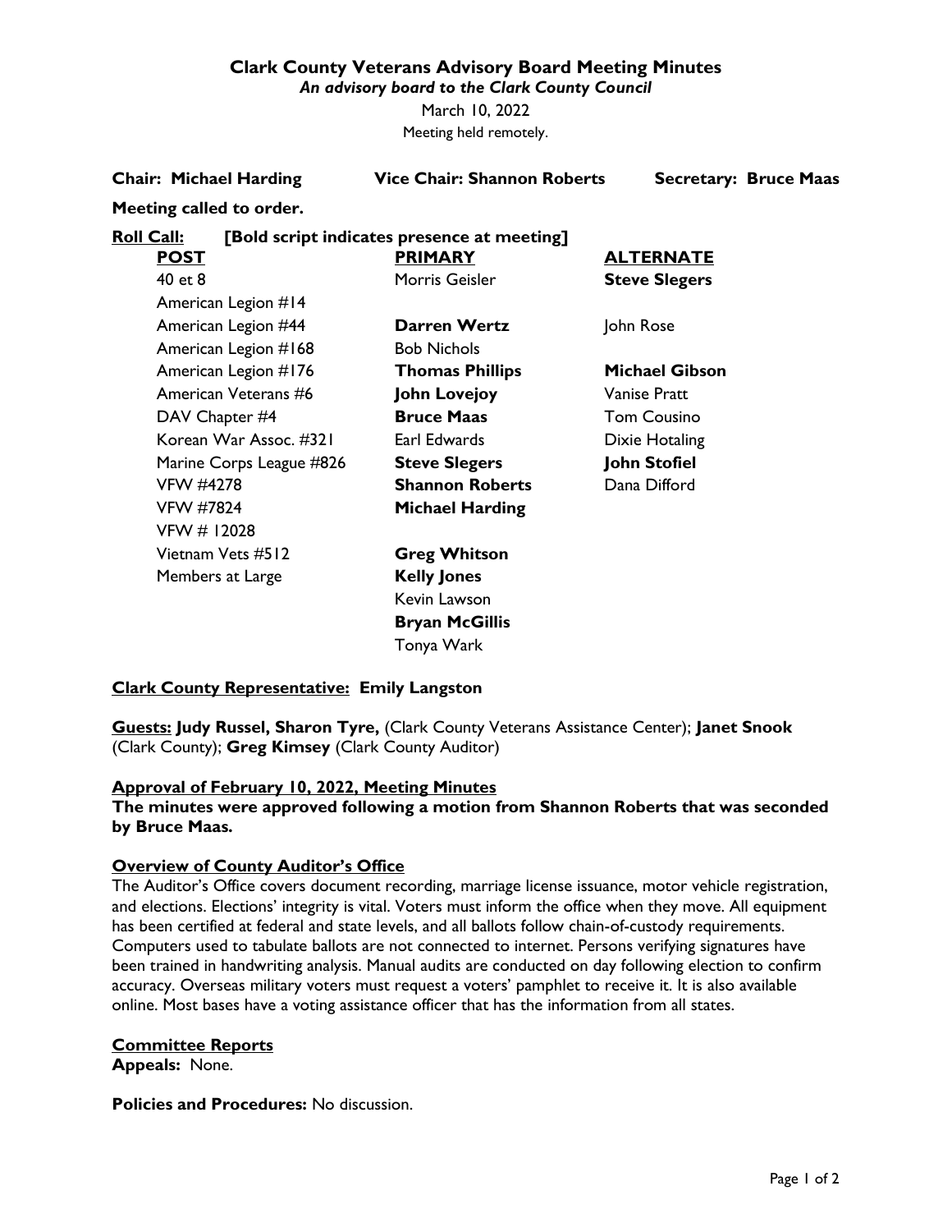# Clark County Veterans Advisory Board Meeting Minutes

*An advisory board to the Clark County Council*

March 10, 2022

Meeting held remotely.

**Chair: Michael Harding** **Vice Chair: Shannon Roberts** **Secretary: Bruce Maas**

**Meeting called to order.**

**Roll Call:** **[Bold script indicates presence at meeting]**

| POST | PRIMARY | ALTERNATE |
|---|---|---|
| 40 et 8 | Morris Geisler | **Steve Slegers** |
| American Legion #14 | | |
| American Legion #44 | **Darren Wertz** | John Rose |
| American Legion #168 | Bob Nichols | |
| American Legion #176 | **Thomas Phillips** | **Michael Gibson** |
| American Veterans #6 | **John Lovejoy** | Vanise Pratt |
| DAV Chapter #4 | **Bruce Maas** | Tom Cousino |
| Korean War Assoc. #321 | Earl Edwards | Dixie Hotaling |
| Marine Corps League #826 | **Steve Slegers** | **John Stofiel** |
| VFW #4278 | **Shannon Roberts** | Dana Difford |
| VFW #7824 | **Michael Harding** | |
| VFW # 12028 | | |
| Vietnam Vets #512 | **Greg Whitson** | |
| Members at Large | **Kelly Jones** | |
| | Kevin Lawson | |
| | **Bryan McGillis** | |
| | Tonya Wark | |

**Clark County Representative: Emily Langston**

**Guests:** **Judy Russel, Sharon Tyre,** (Clark County Veterans Assistance Center); **Janet Snook** (Clark County); **Greg Kimsey** (Clark County Auditor)

**Approval of February 10, 2022, Meeting Minutes**

**The minutes were approved following a motion from Shannon Roberts that was seconded by Bruce Maas.**

**Overview of County Auditor's Office**

The Auditor's Office covers document recording, marriage license issuance, motor vehicle registration, and elections. Elections' integrity is vital. Voters must inform the office when they move. All equipment has been certified at federal and state levels, and all ballots follow chain-of-custody requirements. Computers used to tabulate ballots are not connected to internet. Persons verifying signatures have been trained in handwriting analysis. Manual audits are conducted on day following election to confirm accuracy. Overseas military voters must request a voters' pamphlet to receive it. It is also available online. Most bases have a voting assistance officer that has the information from all states.

**Committee Reports**

**Appeals:** None.

**Policies and Procedures:** No discussion.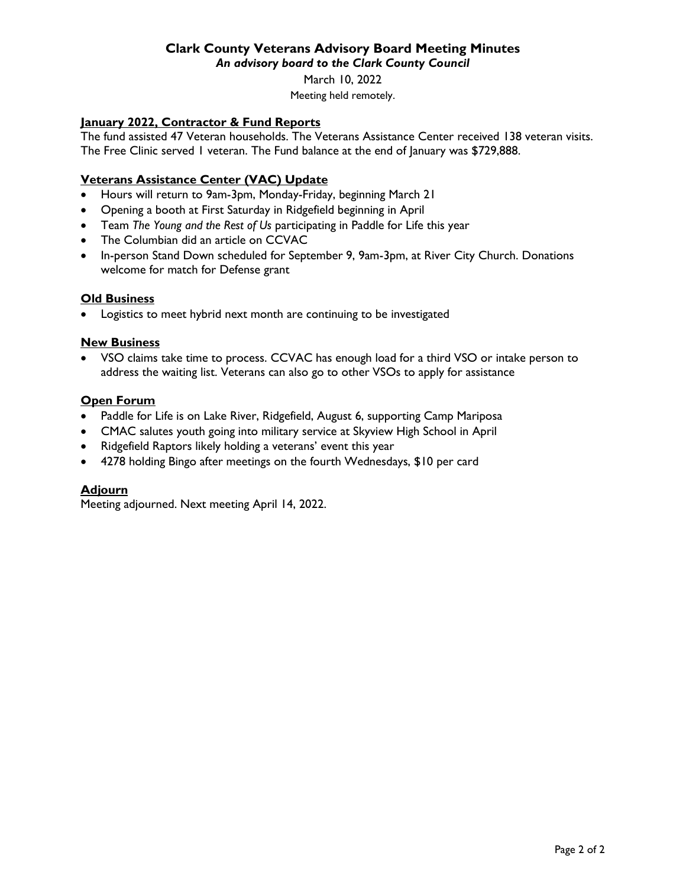# Clark County Veterans Advisory Board Meeting Minutes

***An advisory board to the Clark County Council***

March 10, 2022

Meeting held remotely.

## January 2022, Contractor & Fund Reports

The fund assisted 47 Veteran households. The Veterans Assistance Center received 138 veteran visits. The Free Clinic served 1 veteran. The Fund balance at the end of January was $729,888.

## Veterans Assistance Center (VAC) Update

- Hours will return to 9am-3pm, Monday-Friday, beginning March 21
- Opening a booth at First Saturday in Ridgefield beginning in April
- Team *The Young and the Rest of Us* participating in Paddle for Life this year
- The Columbian did an article on CCVAC
- In-person Stand Down scheduled for September 9, 9am-3pm, at River City Church. Donations welcome for match for Defense grant

## Old Business

- Logistics to meet hybrid next month are continuing to be investigated

## New Business

- VSO claims take time to process. CCVAC has enough load for a third VSO or intake person to address the waiting list. Veterans can also go to other VSOs to apply for assistance

## Open Forum

- Paddle for Life is on Lake River, Ridgefield, August 6, supporting Camp Mariposa
- CMAC salutes youth going into military service at Skyview High School in April
- Ridgefield Raptors likely holding a veterans' event this year
- 4278 holding Bingo after meetings on the fourth Wednesdays, $10 per card

## Adjourn

Meeting adjourned. Next meeting April 14, 2022.